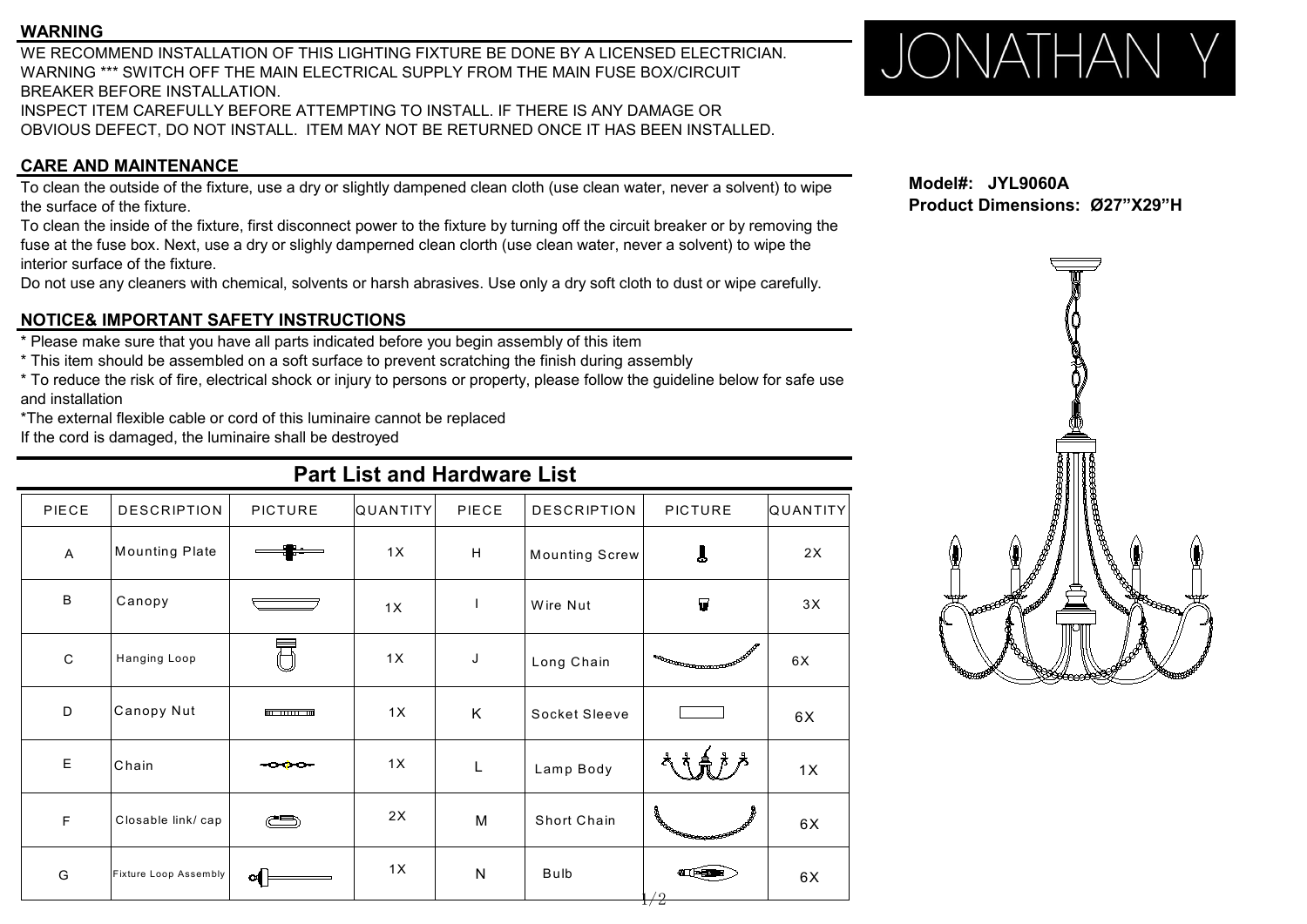## WARNING

WE RECOMMEND INSTALLATION OF THIS LIGHTING FIXTURE BE DONE BY A LICENSED ELECTRICIAN.
WARNING *** SWITCH OFF THE MAIN ELECTRICAL SUPPLY FROM THE MAIN FUSE BOX/CIRCUIT BREAKER BEFORE INSTALLATION.
INSPECT ITEM CAREFULLY BEFORE ATTEMPTING TO INSTALL. IF THERE IS ANY DAMAGE OR OBVIOUS DEFECT, DO NOT INSTALL. ITEM MAY NOT BE RETURNED ONCE IT HAS BEEN INSTALLED.

## CARE AND MAINTENANCE

To clean the outside of the fixture, use a dry or slightly dampened clean cloth (use clean water, never a solvent) to wipe the surface of the fixture.
To clean the inside of the fixture, first disconnect power to the fixture by turning off the circuit breaker or by removing the fuse at the fuse box. Next, use a dry or slighly damperned clean clorth (use clean water, never a solvent) to wipe the interior surface of the fixture.
Do not use any cleaners with chemical, solvents or harsh abrasives. Use only a dry soft cloth to dust or wipe carefully.

## NOTICE& IMPORTANT SAFETY INSTRUCTIONS

* Please make sure that you have all parts indicated before you begin assembly of this item
* This item should be assembled on a soft surface to prevent scratching the finish during assembly
* To reduce the risk of fire, electrical shock or injury to persons or property, please follow the guideline below for safe use and installation
*The external flexible cable or cord of this luminaire cannot be replaced
If the cord is damaged, the luminaire shall be destroyed

# JONATHAN Y

**Model#: JYL9060A**
**Product Dimensions: Ø27"X29"H**

## Part List and Hardware List

| PIECE | DESCRIPTION | PICTURE | QUANTITY | PIECE | DESCRIPTION | PICTURE | QUANTITY |
|---|---|---|---|---|---|---|---|
| A | Mounting Plate | | 1X | H | Mounting Screw | | 2X |
| B | Canopy | | 1X | I | Wire Nut | | 3X |
| C | Hanging Loop | | 1X | J | Long Chain | | 6X |
| D | Canopy Nut | | 1X | K | Socket Sleeve | | 6X |
| E | Chain | | 1X | L | Lamp Body | | 1X |
| F | Closable link/ cap | | 2X | M | Short Chain | | 6X |
| G | Fixture Loop Assembly | | 1X | N | Bulb | | 6X |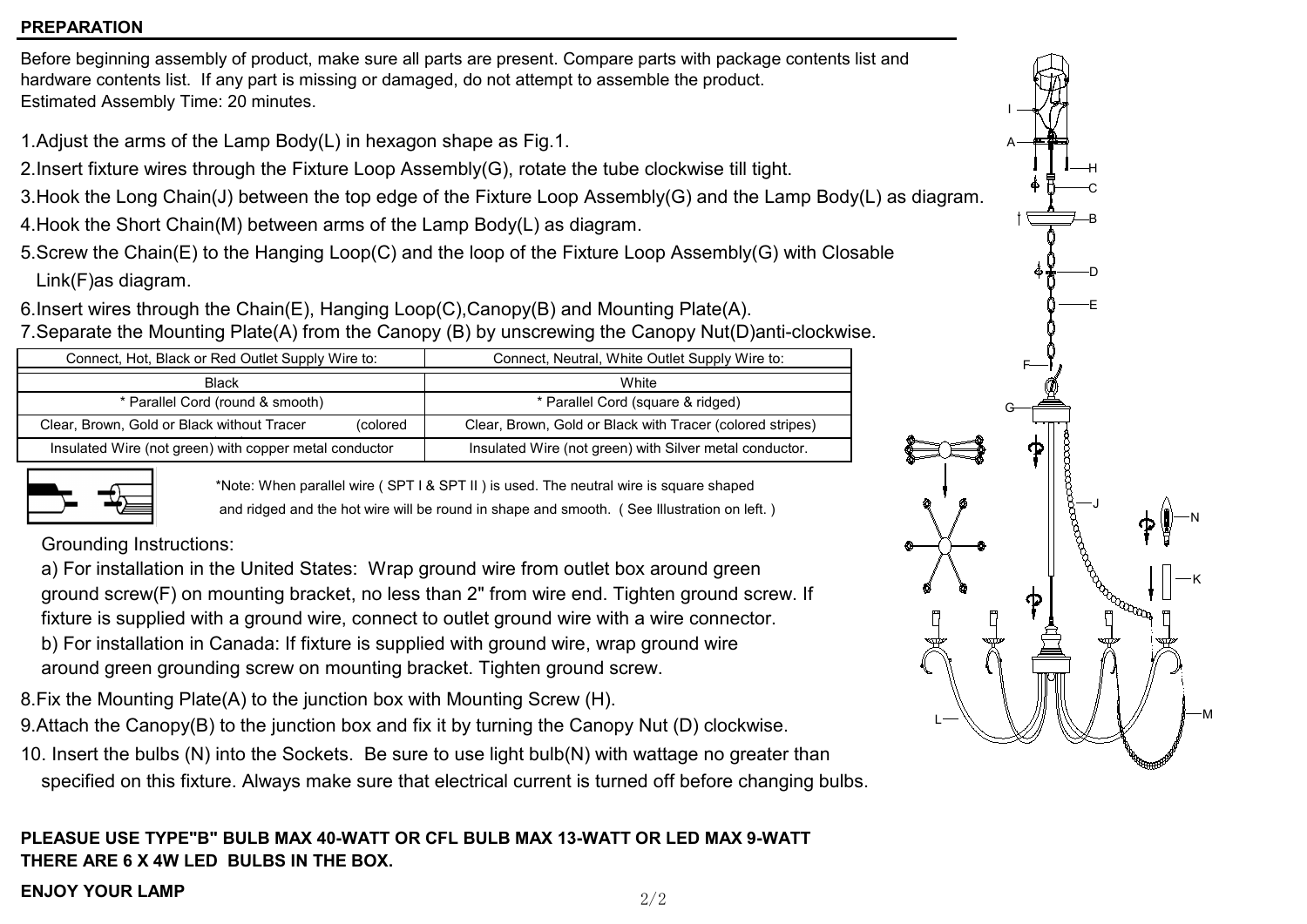**PREPARATION**

Before beginning assembly of product, make sure all parts are present. Compare parts with package contents list and hardware contents list. If any part is missing or damaged, do not attempt to assemble the product.
Estimated Assembly Time: 20 minutes.

1.Adjust the arms of the Lamp Body(L) in hexagon shape as Fig.1.
2.Insert fixture wires through the Fixture Loop Assembly(G), rotate the tube clockwise till tight.
3.Hook the Long Chain(J) between the top edge of the Fixture Loop Assembly(G) and the Lamp Body(L) as diagram.
4.Hook the Short Chain(M) between arms of the Lamp Body(L) as diagram.
5.Screw the Chain(E) to the Hanging Loop(C) and the loop of the Fixture Loop Assembly(G) with Closable Link(F)as diagram.
6.Insert wires through the Chain(E), Hanging Loop(C),Canopy(B) and Mounting Plate(A).
7.Separate the Mounting Plate(A) from the Canopy (B) by unscrewing the Canopy Nut(D)anti-clockwise.

| Connect, Hot, Black or Red Outlet Supply Wire to: | Connect, Neutral, White Outlet Supply Wire to: |
|---|---|
| Black | White |
| * Parallel Cord (round & smooth) | * Parallel Cord (square & ridged) |
| Clear, Brown, Gold or Black without Tracer (colored | Clear, Brown, Gold or Black with Tracer (colored stripes) |
| Insulated Wire (not green) with copper metal conductor | Insulated Wire (not green) with Silver metal conductor. |

*Note: When parallel wire ( SPT I & SPT II ) is used. The neutral wire is square shaped and ridged and the hot wire will be round in shape and smooth. ( See Illustration on left. )

Grounding Instructions:

a) For installation in the United States: Wrap ground wire from outlet box around green ground screw(F) on mounting bracket, no less than 2" from wire end. Tighten ground screw. If fixture is supplied with a ground wire, connect to outlet ground wire with a wire connector.
b) For installation in Canada: If fixture is supplied with ground wire, wrap ground wire around green grounding screw on mounting bracket. Tighten ground screw.

8.Fix the Mounting Plate(A) to the junction box with Mounting Screw (H).
9.Attach the Canopy(B) to the junction box and fix it by turning the Canopy Nut (D) clockwise.
10. Insert the bulbs (N) into the Sockets. Be sure to use light bulb(N) with wattage no greater than specified on this fixture. Always make sure that electrical current is turned off before changing bulbs.

I
A
H
C
B
D
E
F
G
J
N
K
L
M

**PLEASUE USE TYPE"B" BULB MAX 40-WATT OR CFL BULB MAX 13-WATT OR LED MAX 9-WATT**
**THERE ARE 6 X 4W LED BULBS IN THE BOX.**

**ENJOY YOUR LAMP**